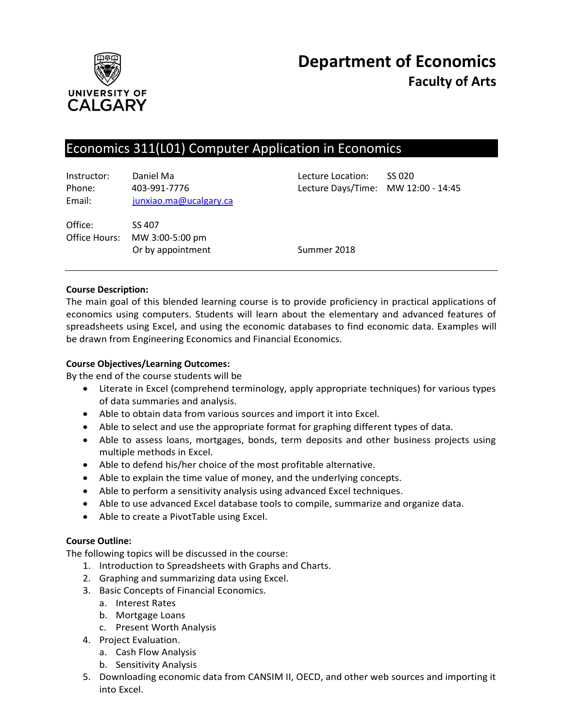# Department of Economics
## Faculty of Arts

UNIVERSITY OF CALGARY

## Economics 311(L01) Computer Application in Economics

| | | | |
|---|---|---|---|
| Instructor: | Daniel Ma | Lecture Location: | SS 020 |
| Phone: | 403-991-7776 | Lecture Days/Time: | MW 12:00 - 14:45 |
| Email: | junxiao.ma@ucalgary.ca | | |
| Office: | SS 407 | | |
| Office Hours: | MW 3:00-5:00 pm<br>Or by appointment | Summer 2018 | |

**Course Description:**

The main goal of this blended learning course is to provide proficiency in practical applications of economics using computers. Students will learn about the elementary and advanced features of spreadsheets using Excel, and using the economic databases to find economic data. Examples will be drawn from Engineering Economics and Financial Economics.

**Course Objectives/Learning Outcomes:**

By the end of the course students will be

- Literate in Excel (comprehend terminology, apply appropriate techniques) for various types of data summaries and analysis.
- Able to obtain data from various sources and import it into Excel.
- Able to select and use the appropriate format for graphing different types of data.
- Able to assess loans, mortgages, bonds, term deposits and other business projects using multiple methods in Excel.
- Able to defend his/her choice of the most profitable alternative.
- Able to explain the time value of money, and the underlying concepts.
- Able to perform a sensitivity analysis using advanced Excel techniques.
- Able to use advanced Excel database tools to compile, summarize and organize data.
- Able to create a PivotTable using Excel.

**Course Outline:**

The following topics will be discussed in the course:

1. Introduction to Spreadsheets with Graphs and Charts.
2. Graphing and summarizing data using Excel.
3. Basic Concepts of Financial Economics.
   a. Interest Rates
   b. Mortgage Loans
   c. Present Worth Analysis
4. Project Evaluation.
   a. Cash Flow Analysis
   b. Sensitivity Analysis
5. Downloading economic data from CANSIM II, OECD, and other web sources and importing it into Excel.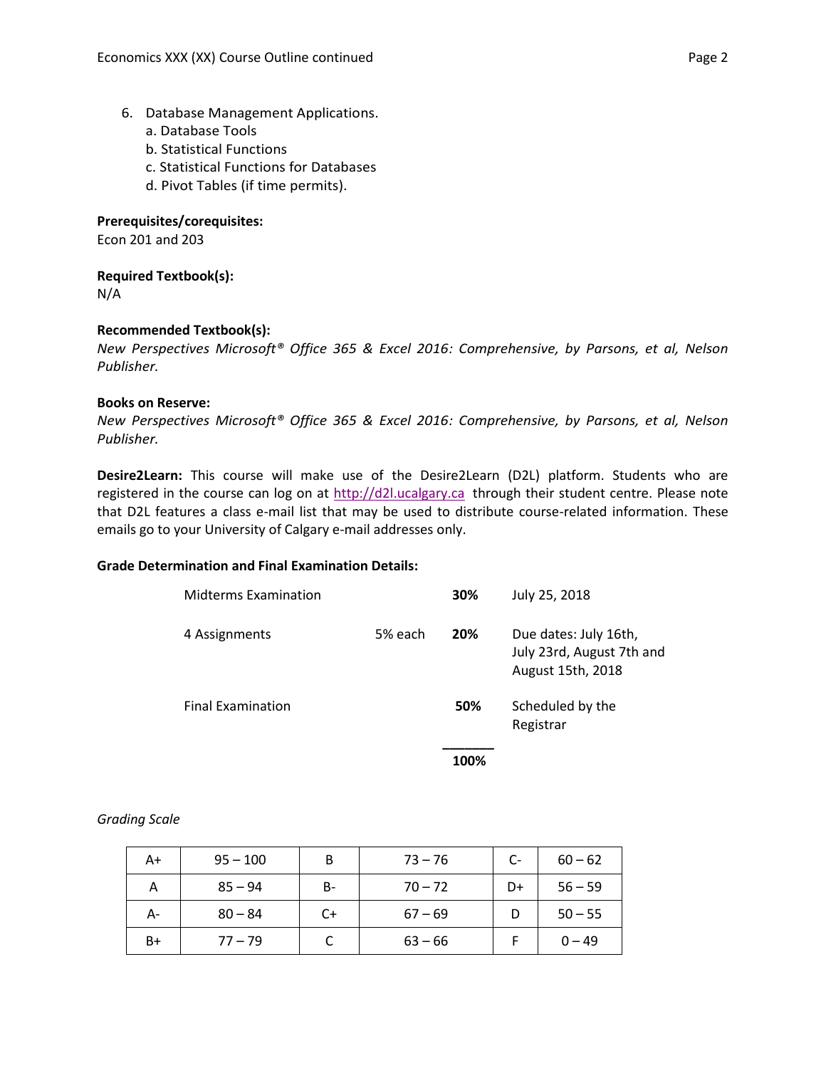6. Database Management Applications.
   a. Database Tools
   b. Statistical Functions
   c. Statistical Functions for Databases
   d. Pivot Tables (if time permits).

**Prerequisites/corequisites:**
Econ 201 and 203

**Required Textbook(s):**
N/A

**Recommended Textbook(s):**
*New Perspectives Microsoft® Office 365 & Excel 2016: Comprehensive, by Parsons, et al, Nelson Publisher.*

**Books on Reserve:**
*New Perspectives Microsoft® Office 365 & Excel 2016: Comprehensive, by Parsons, et al, Nelson Publisher.*

**Desire2Learn:** This course will make use of the Desire2Learn (D2L) platform. Students who are registered in the course can log on at http://d2l.ucalgary.ca through their student centre. Please note that D2L features a class e-mail list that may be used to distribute course-related information. These emails go to your University of Calgary e-mail addresses only.

**Grade Determination and Final Examination Details:**

| | | | |
|---|---|---|---|
| Midterms Examination | | **30%** | July 25, 2018 |
| 4 Assignments | 5% each | **20%** | Due dates: July 16th, July 23rd, August 7th and August 15th, 2018 |
| Final Examination | | **50%** | Scheduled by the Registrar |
| | | **100%** | |

*Grading Scale*

| | | | | | |
|---|---|---|---|---|---|
| A+ | 95 – 100 | B | 73 – 76 | C- | 60 – 62 |
| A | 85 – 94 | B- | 70 – 72 | D+ | 56 – 59 |
| A- | 80 – 84 | C+ | 67 – 69 | D | 50 – 55 |
| B+ | 77 – 79 | C | 63 – 66 | F | 0 – 49 |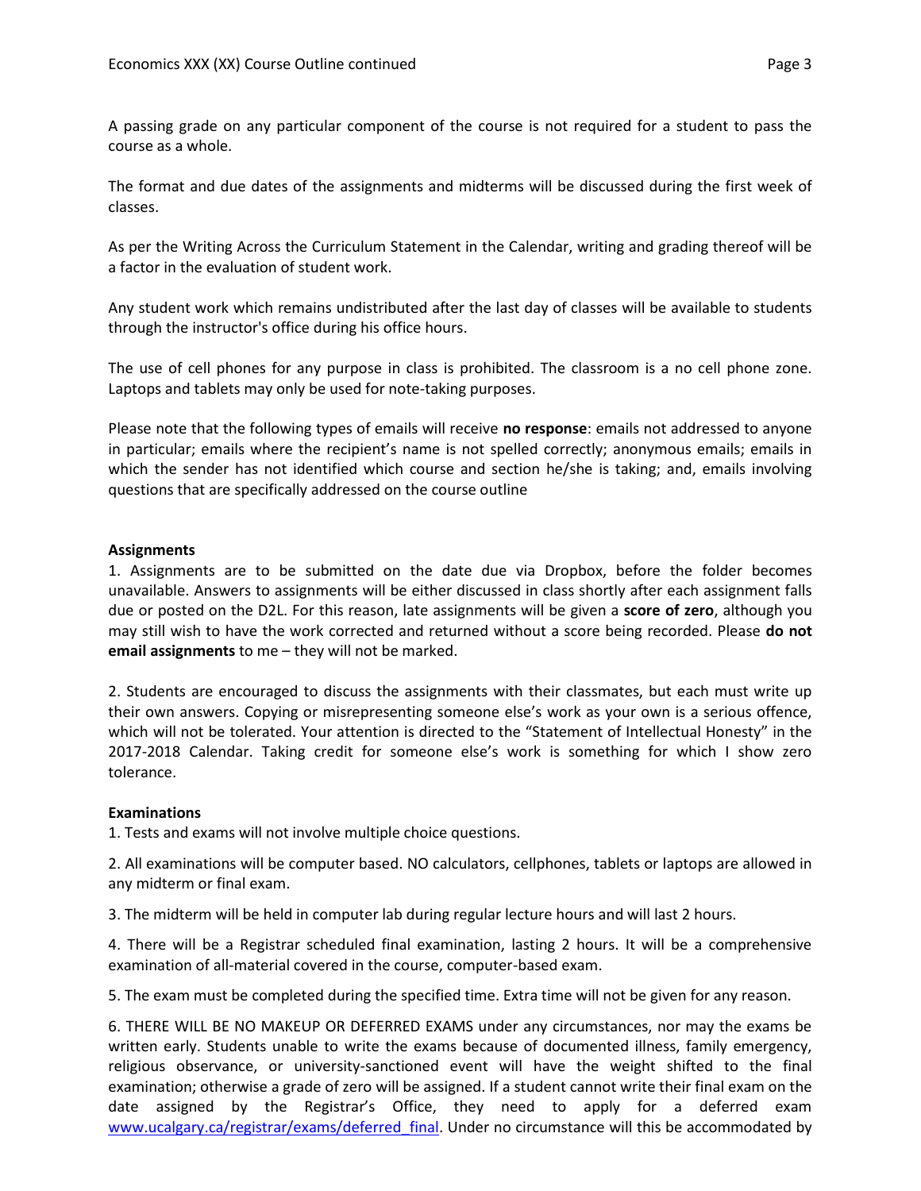A passing grade on any particular component of the course is not required for a student to pass the course as a whole.

The format and due dates of the assignments and midterms will be discussed during the first week of classes.

As per the Writing Across the Curriculum Statement in the Calendar, writing and grading thereof will be a factor in the evaluation of student work.

Any student work which remains undistributed after the last day of classes will be available to students through the instructor's office during his office hours.

The use of cell phones for any purpose in class is prohibited. The classroom is a no cell phone zone. Laptops and tablets may only be used for note-taking purposes.

Please note that the following types of emails will receive **no response**: emails not addressed to anyone in particular; emails where the recipient's name is not spelled correctly; anonymous emails; emails in which the sender has not identified which course and section he/she is taking; and, emails involving questions that are specifically addressed on the course outline

**Assignments**

1. Assignments are to be submitted on the date due via Dropbox, before the folder becomes unavailable. Answers to assignments will be either discussed in class shortly after each assignment falls due or posted on the D2L. For this reason, late assignments will be given a **score of zero**, although you may still wish to have the work corrected and returned without a score being recorded. Please **do not email assignments** to me – they will not be marked.

2. Students are encouraged to discuss the assignments with their classmates, but each must write up their own answers. Copying or misrepresenting someone else's work as your own is a serious offence, which will not be tolerated. Your attention is directed to the "Statement of Intellectual Honesty" in the 2017-2018 Calendar. Taking credit for someone else's work is something for which I show zero tolerance.

**Examinations**

1. Tests and exams will not involve multiple choice questions.

2. All examinations will be computer based. NO calculators, cellphones, tablets or laptops are allowed in any midterm or final exam.

3. The midterm will be held in computer lab during regular lecture hours and will last 2 hours.

4. There will be a Registrar scheduled final examination, lasting 2 hours. It will be a comprehensive examination of all-material covered in the course, computer-based exam.

5. The exam must be completed during the specified time. Extra time will not be given for any reason.

6. THERE WILL BE NO MAKEUP OR DEFERRED EXAMS under any circumstances, nor may the exams be written early. Students unable to write the exams because of documented illness, family emergency, religious observance, or university-sanctioned event will have the weight shifted to the final examination; otherwise a grade of zero will be assigned. If a student cannot write their final exam on the date assigned by the Registrar's Office, they need to apply for a deferred exam [www.ucalgary.ca/registrar/exams/deferred_final](www.ucalgary.ca/registrar/exams/deferred_final). Under no circumstance will this be accommodated by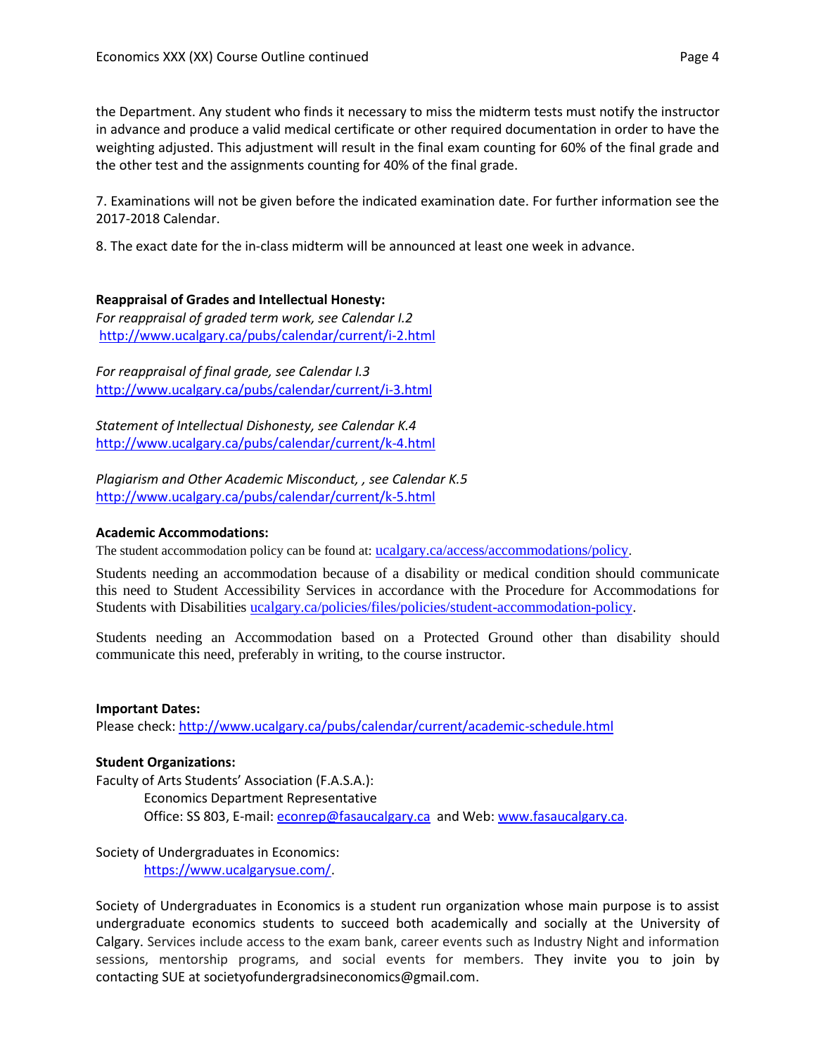the Department. Any student who finds it necessary to miss the midterm tests must notify the instructor in advance and produce a valid medical certificate or other required documentation in order to have the weighting adjusted. This adjustment will result in the final exam counting for 60% of the final grade and the other test and the assignments counting for 40% of the final grade.

7. Examinations will not be given before the indicated examination date. For further information see the 2017-2018 Calendar.

8. The exact date for the in-class midterm will be announced at least one week in advance.

**Reappraisal of Grades and Intellectual Honesty:**

*For reappraisal of graded term work, see Calendar I.2*
http://www.ucalgary.ca/pubs/calendar/current/i-2.html

*For reappraisal of final grade, see Calendar I.3*
http://www.ucalgary.ca/pubs/calendar/current/i-3.html

*Statement of Intellectual Dishonesty, see Calendar K.4*
http://www.ucalgary.ca/pubs/calendar/current/k-4.html

*Plagiarism and Other Academic Misconduct, , see Calendar K.5*
http://www.ucalgary.ca/pubs/calendar/current/k-5.html

**Academic Accommodations:**

The student accommodation policy can be found at: ucalgary.ca/access/accommodations/policy.

Students needing an accommodation because of a disability or medical condition should communicate this need to Student Accessibility Services in accordance with the Procedure for Accommodations for Students with Disabilities ucalgary.ca/policies/files/policies/student-accommodation-policy.

Students needing an Accommodation based on a Protected Ground other than disability should communicate this need, preferably in writing, to the course instructor.

**Important Dates:**

Please check: http://www.ucalgary.ca/pubs/calendar/current/academic-schedule.html

**Student Organizations:**

Faculty of Arts Students' Association (F.A.S.A.):

Economics Department Representative
Office: SS 803, E-mail: econrep@fasaucalgary.ca and Web: www.fasaucalgary.ca.

Society of Undergraduates in Economics:

https://www.ucalgarysue.com/.

Society of Undergraduates in Economics is a student run organization whose main purpose is to assist undergraduate economics students to succeed both academically and socially at the University of Calgary. Services include access to the exam bank, career events such as Industry Night and information sessions, mentorship programs, and social events for members. They invite you to join by contacting SUE at societyofundergradsineconomics@gmail.com.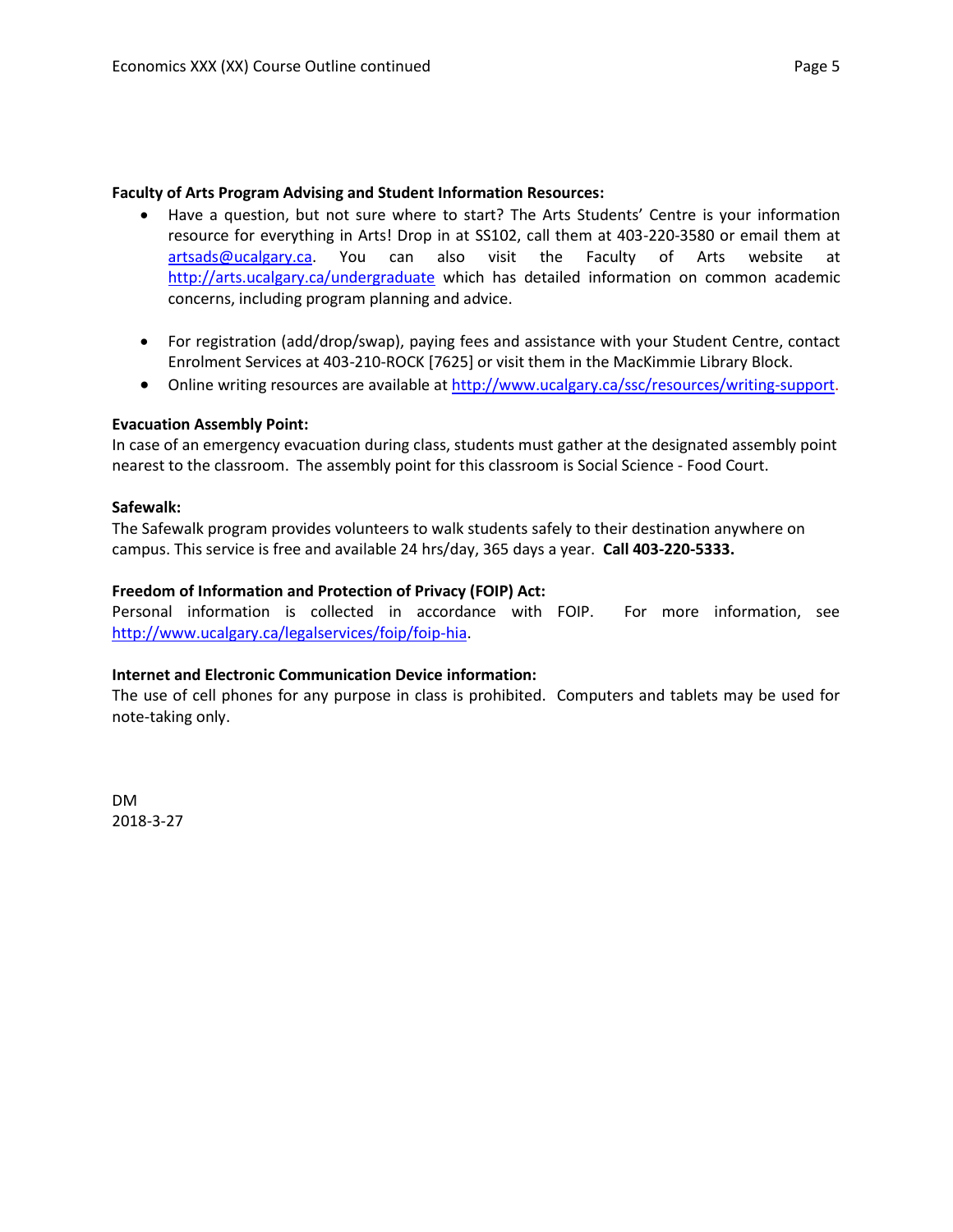**Faculty of Arts Program Advising and Student Information Resources:**

- Have a question, but not sure where to start? The Arts Students' Centre is your information resource for everything in Arts! Drop in at SS102, call them at 403-220-3580 or email them at artsads@ucalgary.ca. You can also visit the Faculty of Arts website at http://arts.ucalgary.ca/undergraduate which has detailed information on common academic concerns, including program planning and advice.

- For registration (add/drop/swap), paying fees and assistance with your Student Centre, contact Enrolment Services at 403-210-ROCK [7625] or visit them in the MacKimmie Library Block.
- Online writing resources are available at http://www.ucalgary.ca/ssc/resources/writing-support.

**Evacuation Assembly Point:**
In case of an emergency evacuation during class, students must gather at the designated assembly point nearest to the classroom. The assembly point for this classroom is Social Science - Food Court.

**Safewalk:**
The Safewalk program provides volunteers to walk students safely to their destination anywhere on campus. This service is free and available 24 hrs/day, 365 days a year. **Call 403-220-5333.**

**Freedom of Information and Protection of Privacy (FOIP) Act:**
Personal information is collected in accordance with FOIP. For more information, see http://www.ucalgary.ca/legalservices/foip/foip-hia.

**Internet and Electronic Communication Device information:**
The use of cell phones for any purpose in class is prohibited. Computers and tablets may be used for note-taking only.

DM
2018-3-27